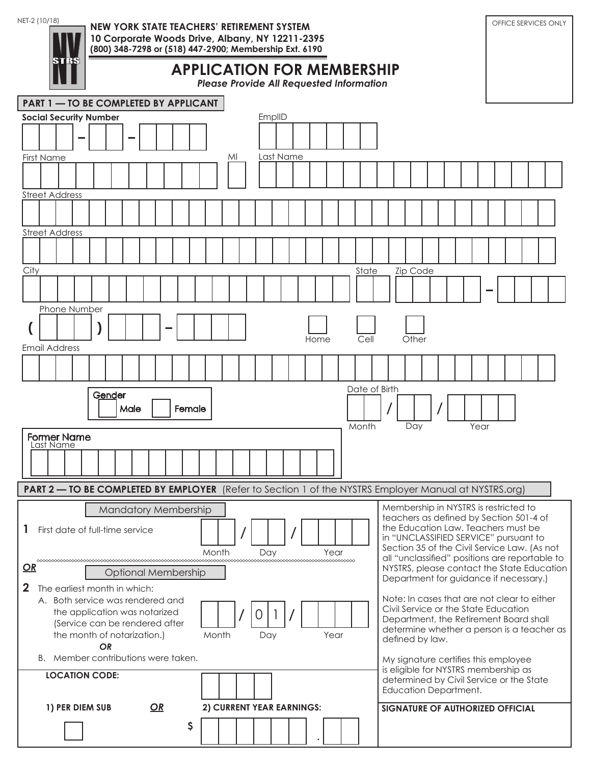NET-2 (10/18)

**NEW YORK STATE TEACHERS' RETIREMENT SYSTEM**
**10 Corporate Woods Drive, Albany, NY 12211-2395**
**(800) 348-7298 or (518) 447-2900; Membership Ext. 6190**

OFFICE SERVICES ONLY

# APPLICATION FOR MEMBERSHIP

***Please Provide All Requested Information***

## PART 1 — TO BE COMPLETED BY APPLICANT

**Social Security Number** ___ – ___ – ___

EmplID ___

First Name ___ MI ___ Last Name ___

Street Address ___

Street Address ___

City ___ State ___ Zip Code ___ – ___

Phone Number ( ___ ) ___ – ___ ☐ Home ☐ Cell ☐ Other

Email Address ___

Gender ☐ Male ☐ Female

Date of Birth ___ / ___ / ___
Month Day Year

Former Name
Last Name ___

## PART 2 — TO BE COMPLETED BY EMPLOYER (Refer to Section 1 of the NYSTRS Employer Manual at NYSTRS.org)

Mandatory Membership

**1** First date of full-time service ___ / ___ / ___
Month Day Year

***OR***

Optional Membership

**2** The earliest month in which:

A. Both service was rendered and the application was notarized (Service can be rendered after the month of notarization.) ___ / 0 1 / ___
Month Day Year

***OR***

B. Member contributions were taken.

**LOCATION CODE:** ___

**1) PER DIEM SUB** ☐ ***OR*** **2) CURRENT YEAR EARNINGS:** $ ___ . ___

Membership in NYSTRS is restricted to teachers as defined by Section 501-4 of the Education Law. Teachers must be in "UNCLASSIFIED SERVICE" pursuant to Section 35 of the Civil Service Law. (As not all "unclassified" positions are reportable to NYSTRS, please contact the State Education Department for guidance if necessary.)

Note: In cases that are not clear to either Civil Service or the State Education Department, the Retirement Board shall determine whether a person is a teacher as defined by law.

My signature certifies this employee is eligible for NYSTRS membership as determined by Civil Service or the State Education Department.

**SIGNATURE OF AUTHORIZED OFFICIAL**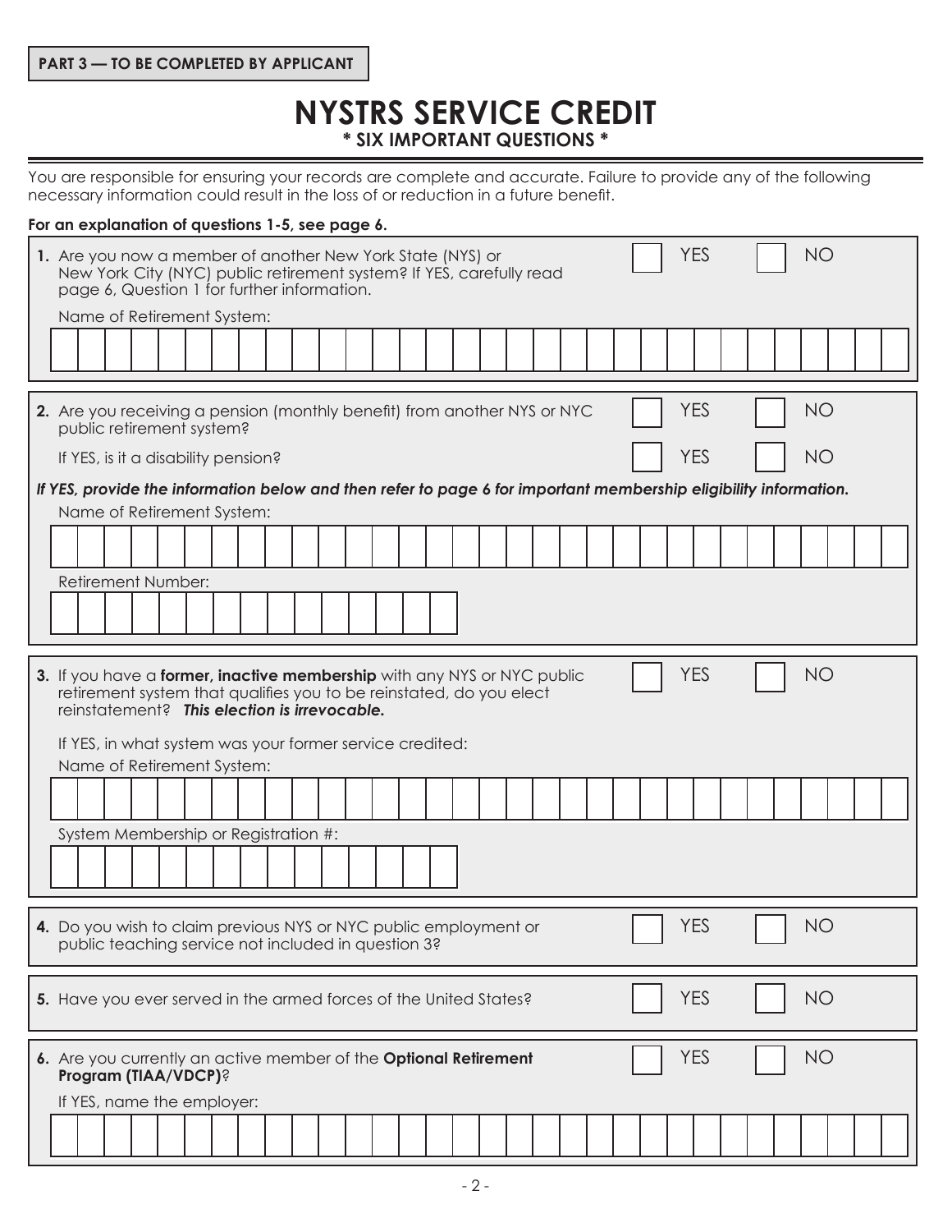**PART 3 — TO BE COMPLETED BY APPLICANT**

# NYSTRS SERVICE CREDIT

**\* SIX IMPORTANT QUESTIONS \***

You are responsible for ensuring your records are complete and accurate. Failure to provide any of the following necessary information could result in the loss of or reduction in a future benefit.

**For an explanation of questions 1-5, see page 6.**

**1.** Are you now a member of another New York State (NYS) or New York City (NYC) public retirement system? If YES, carefully read page 6, Question 1 for further information. ☐ YES ☐ NO

Name of Retirement System:

**2.** Are you receiving a pension (monthly benefit) from another NYS or NYC public retirement system? ☐ YES ☐ NO

If YES, is it a disability pension? ☐ YES ☐ NO

***If YES, provide the information below and then refer to page 6 for important membership eligibility information.***

Name of Retirement System:

Retirement Number:

**3.** If you have a **former, inactive membership** with any NYS or NYC public retirement system that qualifies you to be reinstated, do you elect reinstatement? ***This election is irrevocable.*** ☐ YES ☐ NO

If YES, in what system was your former service credited:

Name of Retirement System:

System Membership or Registration #:

**4.** Do you wish to claim previous NYS or NYC public employment or public teaching service not included in question 3? ☐ YES ☐ NO

**5.** Have you ever served in the armed forces of the United States? ☐ YES ☐ NO

**6.** Are you currently an active member of the **Optional Retirement Program (TIAA/VDCP)**? ☐ YES ☐ NO

If YES, name the employer: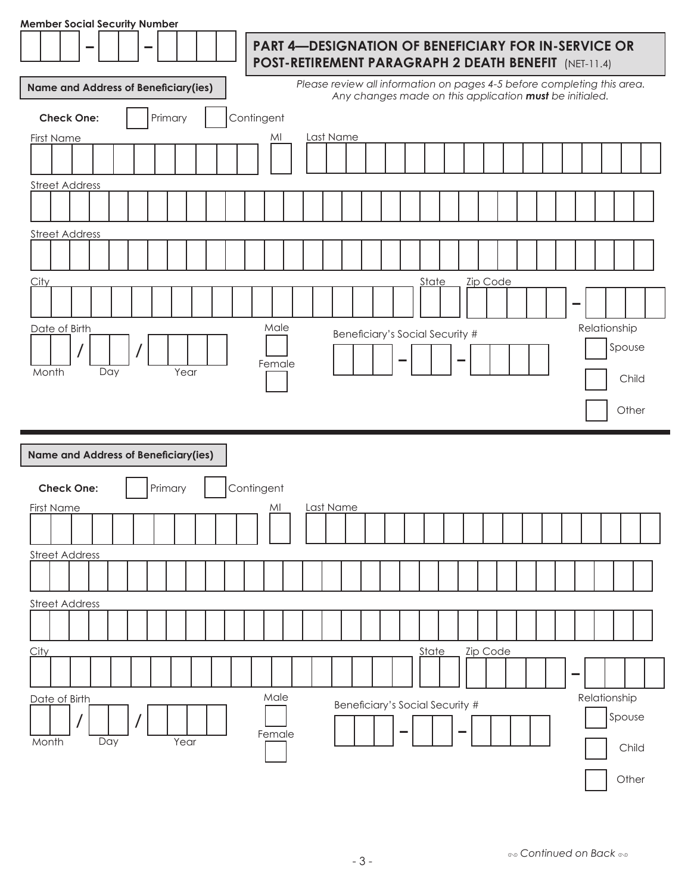**Member Social Security Number**

\_\_\_ – \_\_ – \_\_\_\_

## PART 4—DESIGNATION OF BENEFICIARY FOR IN-SERVICE OR POST-RETIREMENT PARAGRAPH 2 DEATH BENEFIT (NET-11.4)

*Please review all information on pages 4-5 before completing this area. Any changes made on this application **must** be initialed.*

**Name and Address of Beneficiary(ies)**

**Check One:** ☐ Primary ☐ Contingent

First Name | MI | Last Name

Street Address

Street Address

City | State | Zip Code \_\_\_\_\_ – \_\_\_\_

Date of Birth \_\_ / \_\_ / \_\_\_\_ (Month / Day / Year)

☐ Male ☐ Female

Beneficiary's Social Security # \_\_\_ – \_\_ – \_\_\_\_

Relationship: ☐ Spouse ☐ Child ☐ Other

---

**Name and Address of Beneficiary(ies)**

**Check One:** ☐ Primary ☐ Contingent

First Name | MI | Last Name

Street Address

Street Address

City | State | Zip Code \_\_\_\_\_ – \_\_\_\_

Date of Birth \_\_ / \_\_ / \_\_\_\_ (Month / Day / Year)

☐ Male ☐ Female

Beneficiary's Social Security # \_\_\_ – \_\_ – \_\_\_\_

Relationship: ☐ Spouse ☐ Child ☐ Other

*Continued on Back*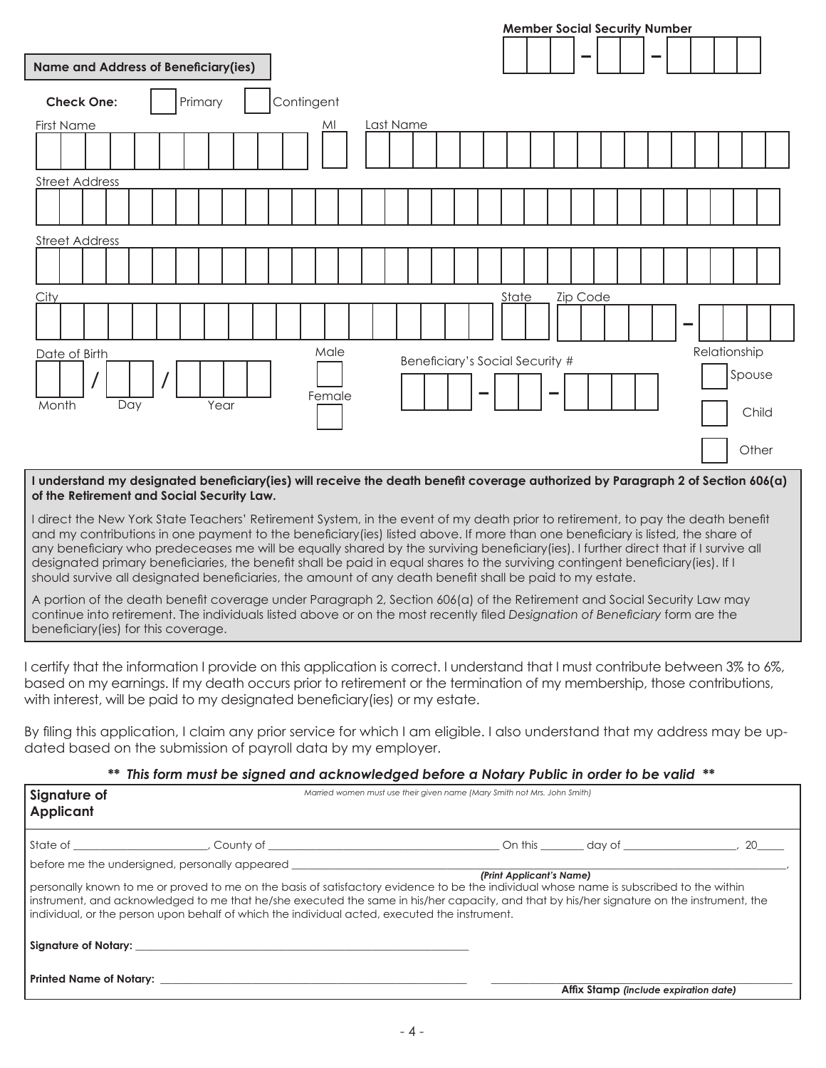**Member Social Security Number** ___ – ___ – ___

**Name and Address of Beneficiary(ies)**

**Check One:** ☐ Primary ☐ Contingent

First Name ___ MI ___ Last Name ___

Street Address ___

Street Address ___

City ___ State ___ Zip Code ___ – ___

Date of Birth ___ / ___ / ___
Month Day Year

Male ☐
Female ☐

Beneficiary's Social Security # ___ – ___ – ___

Relationship
☐ Spouse
☐ Child
☐ Other

**I understand my designated beneficiary(ies) will receive the death benefit coverage authorized by Paragraph 2 of Section 606(a) of the Retirement and Social Security Law.**

I direct the New York State Teachers' Retirement System, in the event of my death prior to retirement, to pay the death benefit and my contributions in one payment to the beneficiary(ies) listed above. If more than one beneficiary is listed, the share of any beneficiary who predeceases me will be equally shared by the surviving beneficiary(ies). I further direct that if I survive all designated primary beneficiaries, the benefit shall be paid in equal shares to the surviving contingent beneficiary(ies). If I should survive all designated beneficiaries, the amount of any death benefit shall be paid to my estate.

A portion of the death benefit coverage under Paragraph 2, Section 606(a) of the Retirement and Social Security Law may continue into retirement. The individuals listed above or on the most recently filed *Designation of Beneficiary* form are the beneficiary(ies) for this coverage.

I certify that the information I provide on this application is correct. I understand that I must contribute between 3% to 6%, based on my earnings. If my death occurs prior to retirement or the termination of my membership, those contributions, with interest, will be paid to my designated beneficiary(ies) or my estate.

By filing this application, I claim any prior service for which I am eligible. I also understand that my address may be updated based on the submission of payroll data by my employer.

***\*\* This form must be signed and acknowledged before a Notary Public in order to be valid \*\****

**Signature of Applicant** ___
*Married women must use their given name (Mary Smith not Mrs. John Smith)*

State of ______________________, County of ________________________________________ On this ________ day of ____________________, 20_____

before me the undersigned, personally appeared ____________________________________________________________,
***(Print Applicant's Name)***

personally known to me or proved to me on the basis of satisfactory evidence to be the individual whose name is subscribed to the within instrument, and acknowledged to me that he/she executed the same in his/her capacity, and that by his/her signature on the instrument, the individual, or the person upon behalf of which the individual acted, executed the instrument.

**Signature of Notary:** ____________________________________________________________

**Printed Name of Notary:** ____________________________________________________________

____________________________________________
**Affix Stamp** *(include expiration date)*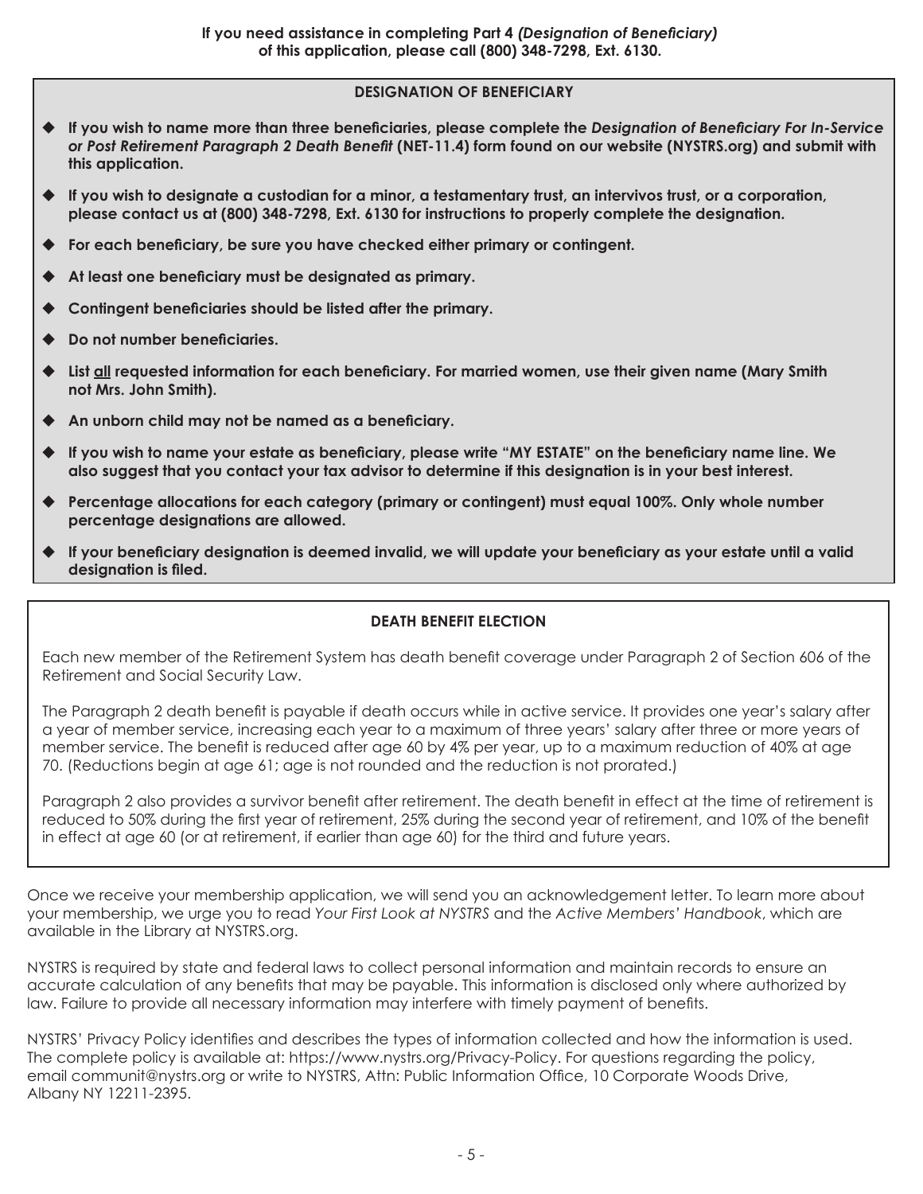**If you need assistance in completing Part 4 *(Designation of Beneficiary)* of this application, please call (800) 348-7298, Ext. 6130.**

## DESIGNATION OF BENEFICIARY

- **If you wish to name more than three beneficiaries, please complete the *Designation of Beneficiary For In-Service or Post Retirement Paragraph 2 Death Benefit* (NET-11.4) form found on our website (NYSTRS.org) and submit with this application.**
- **If you wish to designate a custodian for a minor, a testamentary trust, an intervivos trust, or a corporation, please contact us at (800) 348-7298, Ext. 6130 for instructions to properly complete the designation.**
- **For each beneficiary, be sure you have checked either primary or contingent.**
- **At least one beneficiary must be designated as primary.**
- **Contingent beneficiaries should be listed after the primary.**
- **Do not number beneficiaries.**
- **List <u>all</u> requested information for each beneficiary. For married women, use their given name (Mary Smith not Mrs. John Smith).**
- **An unborn child may not be named as a beneficiary.**
- **If you wish to name your estate as beneficiary, please write "MY ESTATE" on the beneficiary name line. We also suggest that you contact your tax advisor to determine if this designation is in your best interest.**
- **Percentage allocations for each category (primary or contingent) must equal 100%. Only whole number percentage designations are allowed.**
- **If your beneficiary designation is deemed invalid, we will update your beneficiary as your estate until a valid designation is filed.**

## DEATH BENEFIT ELECTION

Each new member of the Retirement System has death benefit coverage under Paragraph 2 of Section 606 of the Retirement and Social Security Law.

The Paragraph 2 death benefit is payable if death occurs while in active service. It provides one year's salary after a year of member service, increasing each year to a maximum of three years' salary after three or more years of member service. The benefit is reduced after age 60 by 4% per year, up to a maximum reduction of 40% at age 70. (Reductions begin at age 61; age is not rounded and the reduction is not prorated.)

Paragraph 2 also provides a survivor benefit after retirement. The death benefit in effect at the time of retirement is reduced to 50% during the first year of retirement, 25% during the second year of retirement, and 10% of the benefit in effect at age 60 (or at retirement, if earlier than age 60) for the third and future years.

Once we receive your membership application, we will send you an acknowledgement letter. To learn more about your membership, we urge you to read *Your First Look at NYSTRS* and the *Active Members' Handbook*, which are available in the Library at NYSTRS.org.

NYSTRS is required by state and federal laws to collect personal information and maintain records to ensure an accurate calculation of any benefits that may be payable. This information is disclosed only where authorized by law. Failure to provide all necessary information may interfere with timely payment of benefits.

NYSTRS' Privacy Policy identifies and describes the types of information collected and how the information is used. The complete policy is available at: https://www.nystrs.org/Privacy-Policy. For questions regarding the policy, email communit@nystrs.org or write to NYSTRS, Attn: Public Information Office, 10 Corporate Woods Drive, Albany NY 12211-2395.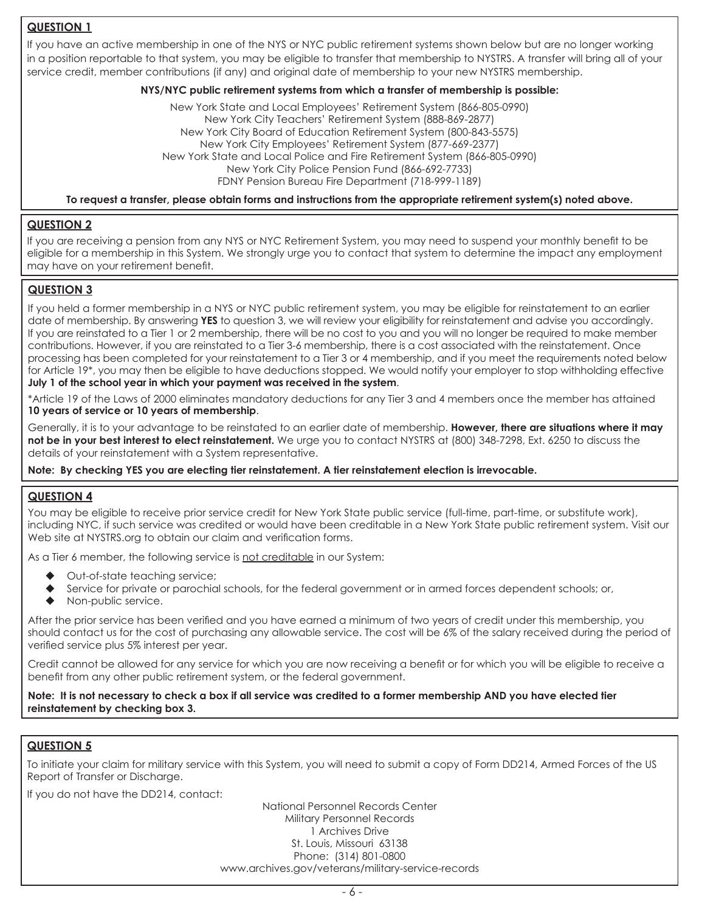## QUESTION 1

If you have an active membership in one of the NYS or NYC public retirement systems shown below but are no longer working in a position reportable to that system, you may be eligible to transfer that membership to NYSTRS. A transfer will bring all of your service credit, member contributions (if any) and original date of membership to your new NYSTRS membership.

**NYS/NYC public retirement systems from which a transfer of membership is possible:**

New York State and Local Employees' Retirement System (866-805-0990)
New York City Teachers' Retirement System (888-869-2877)
New York City Board of Education Retirement System (800-843-5575)
New York City Employees' Retirement System (877-669-2377)
New York State and Local Police and Fire Retirement System (866-805-0990)
New York City Police Pension Fund (866-692-7733)
FDNY Pension Bureau Fire Department (718-999-1189)

**To request a transfer, please obtain forms and instructions from the appropriate retirement system(s) noted above.**

## QUESTION 2

If you are receiving a pension from any NYS or NYC Retirement System, you may need to suspend your monthly benefit to be eligible for a membership in this System. We strongly urge you to contact that system to determine the impact any employment may have on your retirement benefit.

## QUESTION 3

If you held a former membership in a NYS or NYC public retirement system, you may be eligible for reinstatement to an earlier date of membership. By answering **YES** to question 3, we will review your eligibility for reinstatement and advise you accordingly. If you are reinstated to a Tier 1 or 2 membership, there will be no cost to you and you will no longer be required to make member contributions. However, if you are reinstated to a Tier 3-6 membership, there is a cost associated with the reinstatement. Once processing has been completed for your reinstatement to a Tier 3 or 4 membership, and if you meet the requirements noted below for Article 19*, you may then be eligible to have deductions stopped. We would notify your employer to stop withholding effective **July 1 of the school year in which your payment was received in the system**.

*Article 19 of the Laws of 2000 eliminates mandatory deductions for any Tier 3 and 4 members once the member has attained **10 years of service or 10 years of membership**.

Generally, it is to your advantage to be reinstated to an earlier date of membership. **However, there are situations where it may not be in your best interest to elect reinstatement.** We urge you to contact NYSTRS at (800) 348-7298, Ext. 6250 to discuss the details of your reinstatement with a System representative.

**Note: By checking YES you are electing tier reinstatement. A tier reinstatement election is irrevocable.**

## QUESTION 4

You may be eligible to receive prior service credit for New York State public service (full-time, part-time, or substitute work), including NYC, if such service was credited or would have been creditable in a New York State public retirement system. Visit our Web site at NYSTRS.org to obtain our claim and verification forms.

As a Tier 6 member, the following service is not creditable in our System:

- Out-of-state teaching service;
- Service for private or parochial schools, for the federal government or in armed forces dependent schools; or,
- Non-public service.

After the prior service has been verified and you have earned a minimum of two years of credit under this membership, you should contact us for the cost of purchasing any allowable service. The cost will be 6% of the salary received during the period of verified service plus 5% interest per year.

Credit cannot be allowed for any service for which you are now receiving a benefit or for which you will be eligible to receive a benefit from any other public retirement system, or the federal government.

**Note: It is not necessary to check a box if all service was credited to a former membership AND you have elected tier reinstatement by checking box 3.**

## QUESTION 5

To initiate your claim for military service with this System, you will need to submit a copy of Form DD214, Armed Forces of the US Report of Transfer or Discharge.

If you do not have the DD214, contact:

National Personnel Records Center
Military Personnel Records
1 Archives Drive
St. Louis, Missouri 63138
Phone: (314) 801-0800
www.archives.gov/veterans/military-service-records